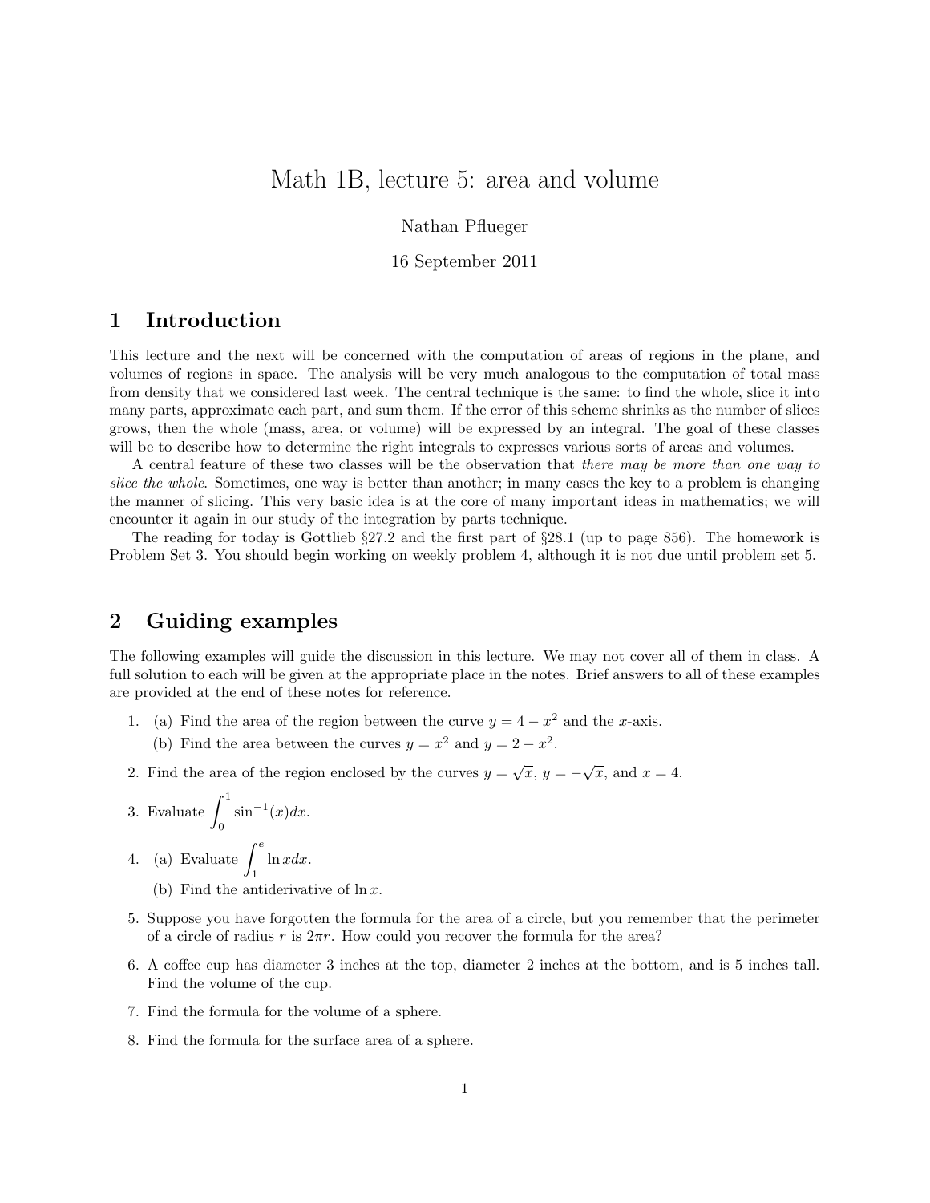# Math 1B, lecture 5: area and volume

Nathan Pflueger

16 September 2011

## 1 Introduction

This lecture and the next will be concerned with the computation of areas of regions in the plane, and volumes of regions in space. The analysis will be very much analogous to the computation of total mass from density that we considered last week. The central technique is the same: to find the whole, slice it into many parts, approximate each part, and sum them. If the error of this scheme shrinks as the number of slices grows, then the whole (mass, area, or volume) will be expressed by an integral. The goal of these classes will be to describe how to determine the right integrals to expresses various sorts of areas and volumes.

A central feature of these two classes will be the observation that *there may be more than one way to slice the whole*. Sometimes, one way is better than another; in many cases the key to a problem is changing the manner of slicing. This very basic idea is at the core of many important ideas in mathematics; we will encounter it again in our study of the integration by parts technique.

The reading for today is Gottlieb §27.2 and the first part of §28.1 (up to page 856). The homework is Problem Set 3. You should begin working on weekly problem 4, although it is not due until problem set 5.

## 2 Guiding examples

The following examples will guide the discussion in this lecture. We may not cover all of them in class. A full solution to each will be given at the appropriate place in the notes. Brief answers to all of these examples are provided at the end of these notes for reference.

1. (a) Find the area of the region between the curve $y = 4 - x^2$ and the $x$-axis.
   (b) Find the area between the curves $y = x^2$ and $y = 2 - x^2$.
2. Find the area of the region enclosed by the curves $y = \sqrt{x}$, $y = -\sqrt{x}$, and $x = 4$.
3. Evaluate $\int_0^1 \sin^{-1}(x)dx$.
4. (a) Evaluate $\int_1^e \ln x dx$.
   (b) Find the antiderivative of $\ln x$.
5. Suppose you have forgotten the formula for the area of a circle, but you remember that the perimeter of a circle of radius $r$ is $2\pi r$. How could you recover the formula for the area?
6. A coffee cup has diameter 3 inches at the top, diameter 2 inches at the bottom, and is 5 inches tall. Find the volume of the cup.
7. Find the formula for the volume of a sphere.
8. Find the formula for the surface area of a sphere.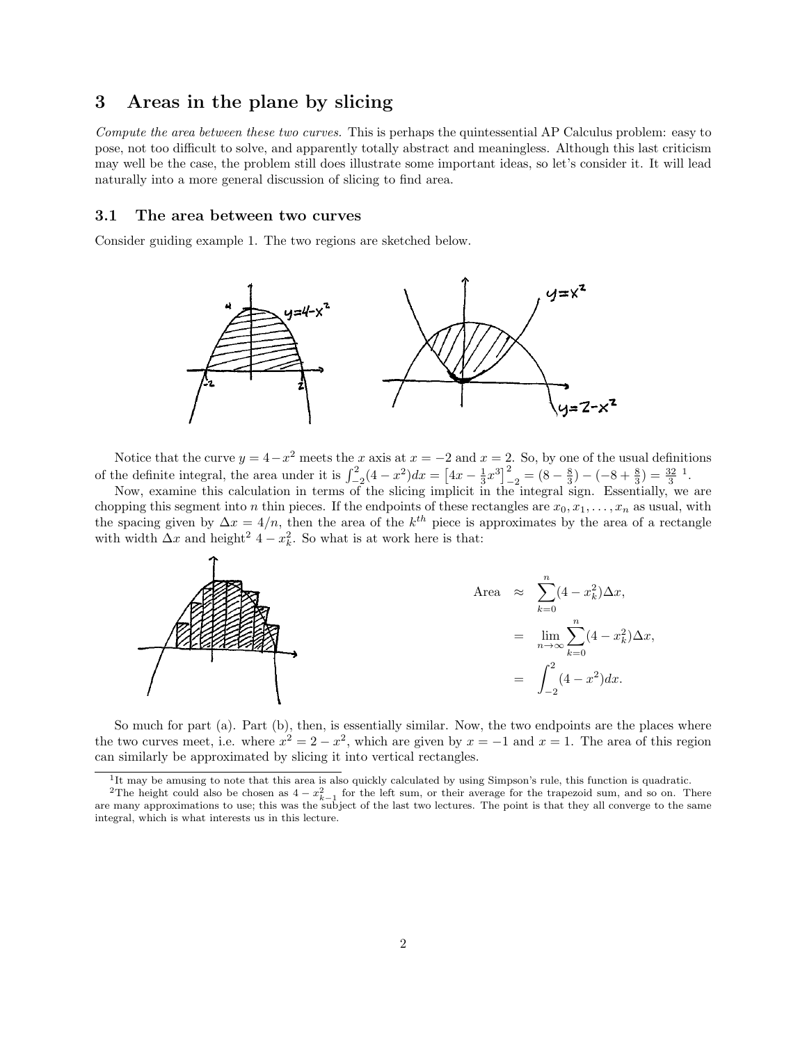## 3 Areas in the plane by slicing

*Compute the area between these two curves.* This is perhaps the quintessential AP Calculus problem: easy to pose, not too difficult to solve, and apparently totally abstract and meaningless. Although this last criticism may well be the case, the problem still does illustrate some important ideas, so let's consider it. It will lead naturally into a more general discussion of slicing to find area.

### 3.1 The area between two curves

Consider guiding example 1. The two regions are sketched below.

Notice that the curve $y = 4 - x^2$ meets the $x$ axis at $x = -2$ and $x = 2$. So, by one of the usual definitions of the definite integral, the area under it is $\int_{-2}^{2}(4-x^2)dx = \left[4x - \frac{1}{3}x^3\right]_{-2}^{2} = (8 - \frac{8}{3}) - (-8 + \frac{8}{3}) = \frac{32}{3}$ [1].

Now, examine this calculation in terms of the slicing implicit in the integral sign. Essentially, we are chopping this segment into $n$ thin pieces. If the endpoints of these rectangles are $x_0, x_1, \ldots, x_n$ as usual, with the spacing given by $\Delta x = 4/n$, then the area of the $k^{th}$ piece is approximates by the area of a rectangle with width $\Delta x$ and height[2] $4 - x_k^2$. So what is at work here is that:

$$
\begin{aligned}
\text{Area} &\approx \sum_{k=0}^{n}(4 - x_k^2)\Delta x, \\
&= \lim_{n\to\infty}\sum_{k=0}^{n}(4 - x_k^2)\Delta x, \\
&= \int_{-2}^{2}(4 - x^2)dx.
\end{aligned}
$$

So much for part (a). Part (b), then, is essentially similar. Now, the two endpoints are the places where the two curves meet, i.e. where $x^2 = 2 - x^2$, which are given by $x = -1$ and $x = 1$. The area of this region can similarly be approximated by slicing it into vertical rectangles.

[1] It may be amusing to note that this area is also quickly calculated by using Simpson's rule, this function is quadratic.

[2] The height could also be chosen as $4 - x_{k-1}^2$ for the left sum, or their average for the trapezoid sum, and so on. There are many approximations to use; this was the subject of the last two lectures. The point is that they all converge to the same integral, which is what interests us in this lecture.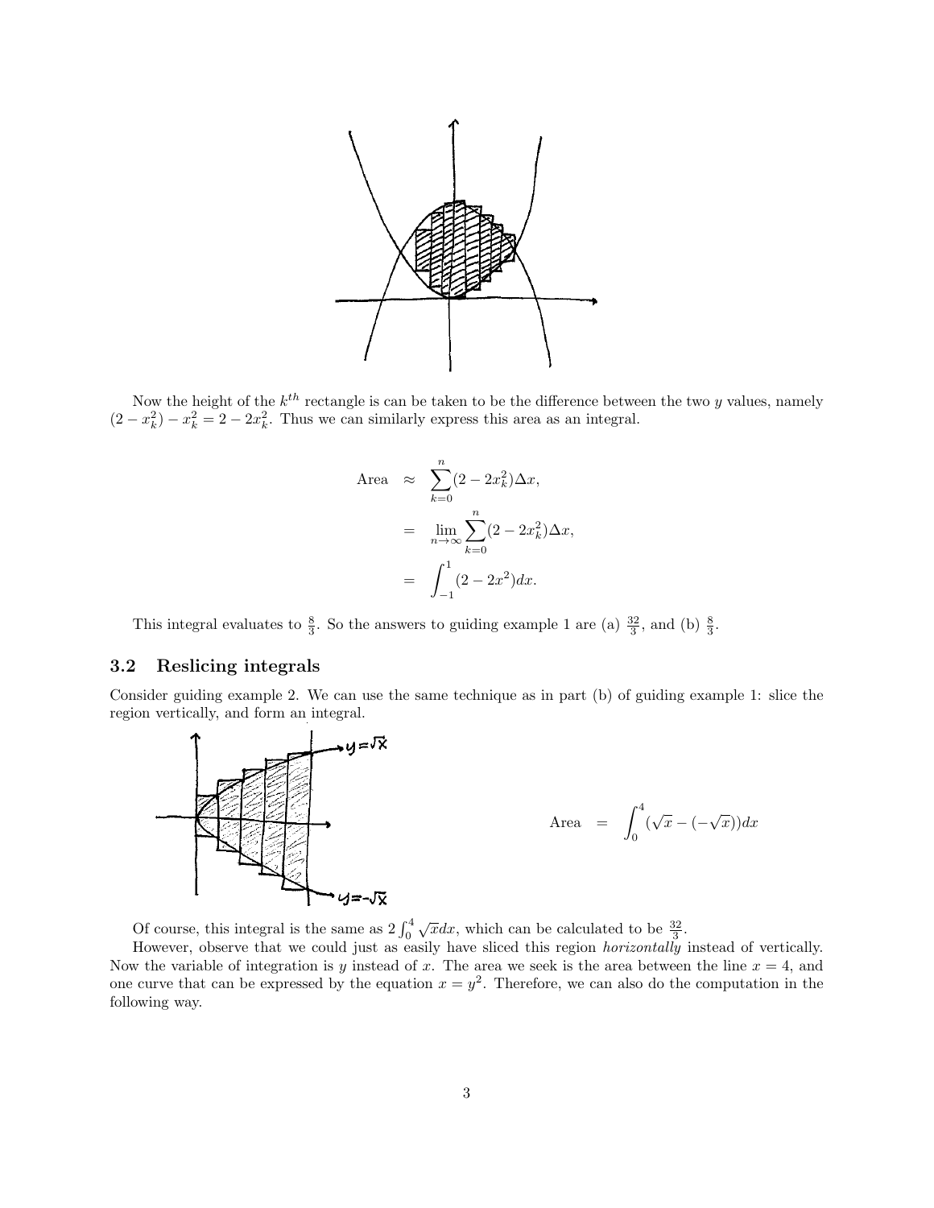Now the height of the $k^{th}$ rectangle is can be taken to be the difference between the two $y$ values, namely $(2 - x_k^2) - x_k^2 = 2 - 2x_k^2$. Thus we can similarly express this area as an integral.

$$
\begin{aligned}
\text{Area} &\approx \sum_{k=0}^{n}(2 - 2x_k^2)\Delta x, \\
&= \lim_{n\to\infty}\sum_{k=0}^{n}(2 - 2x_k^2)\Delta x, \\
&= \int_{-1}^{1}(2 - 2x^2)dx.
\end{aligned}
$$

This integral evaluates to $\frac{8}{3}$. So the answers to guiding example 1 are (a) $\frac{32}{3}$, and (b) $\frac{8}{3}$.

## 3.2 Reslicing integrals

Consider guiding example 2. We can use the same technique as in part (b) of guiding example 1: slice the region vertically, and form an integral.

$$
\text{Area} = \int_0^4 (\sqrt{x} - (-\sqrt{x}))dx
$$

Of course, this integral is the same as $2\int_0^4 \sqrt{x}dx$, which can be calculated to be $\frac{32}{3}$.

However, observe that we could just as easily have sliced this region *horizontally* instead of vertically. Now the variable of integration is $y$ instead of $x$. The area we seek is the area between the line $x = 4$, and one curve that can be expressed by the equation $x = y^2$. Therefore, we can also do the computation in the following way.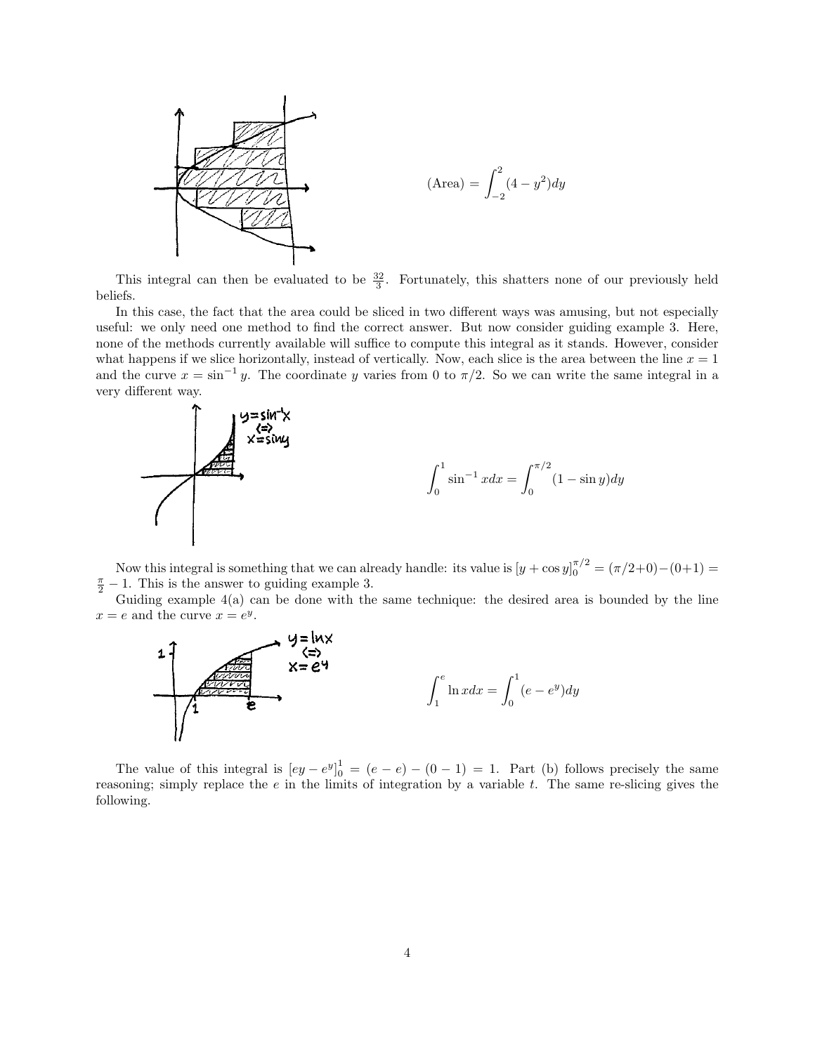$$(\text{Area}) = \int_{-2}^{2} (4 - y^2)dy$$

This integral can then be evaluated to be $\frac{32}{3}$. Fortunately, this shatters none of our previously held beliefs.

In this case, the fact that the area could be sliced in two different ways was amusing, but not especially useful: we only need one method to find the correct answer. But now consider guiding example 3. Here, none of the methods currently available will suffice to compute this integral as it stands. However, consider what happens if we slice horizontally, instead of vertically. Now, each slice is the area between the line $x = 1$ and the curve $x = \sin^{-1} y$. The coordinate $y$ varies from 0 to $\pi/2$. So we can write the same integral in a very different way.

$$\int_0^1 \sin^{-1} x dx = \int_0^{\pi/2} (1 - \sin y)dy$$

Now this integral is something that we can already handle: its value is $[y + \cos y]_0^{\pi/2} = (\pi/2+0)-(0+1) = \frac{\pi}{2} - 1$. This is the answer to guiding example 3.

Guiding example 4(a) can be done with the same technique: the desired area is bounded by the line $x = e$ and the curve $x = e^y$.

$$\int_1^e \ln x dx = \int_0^1 (e - e^y)dy$$

The value of this integral is $[ey - e^y]_0^1 = (e - e) - (0 - 1) = 1$. Part (b) follows precisely the same reasoning; simply replace the $e$ in the limits of integration by a variable $t$. The same re-slicing gives the following.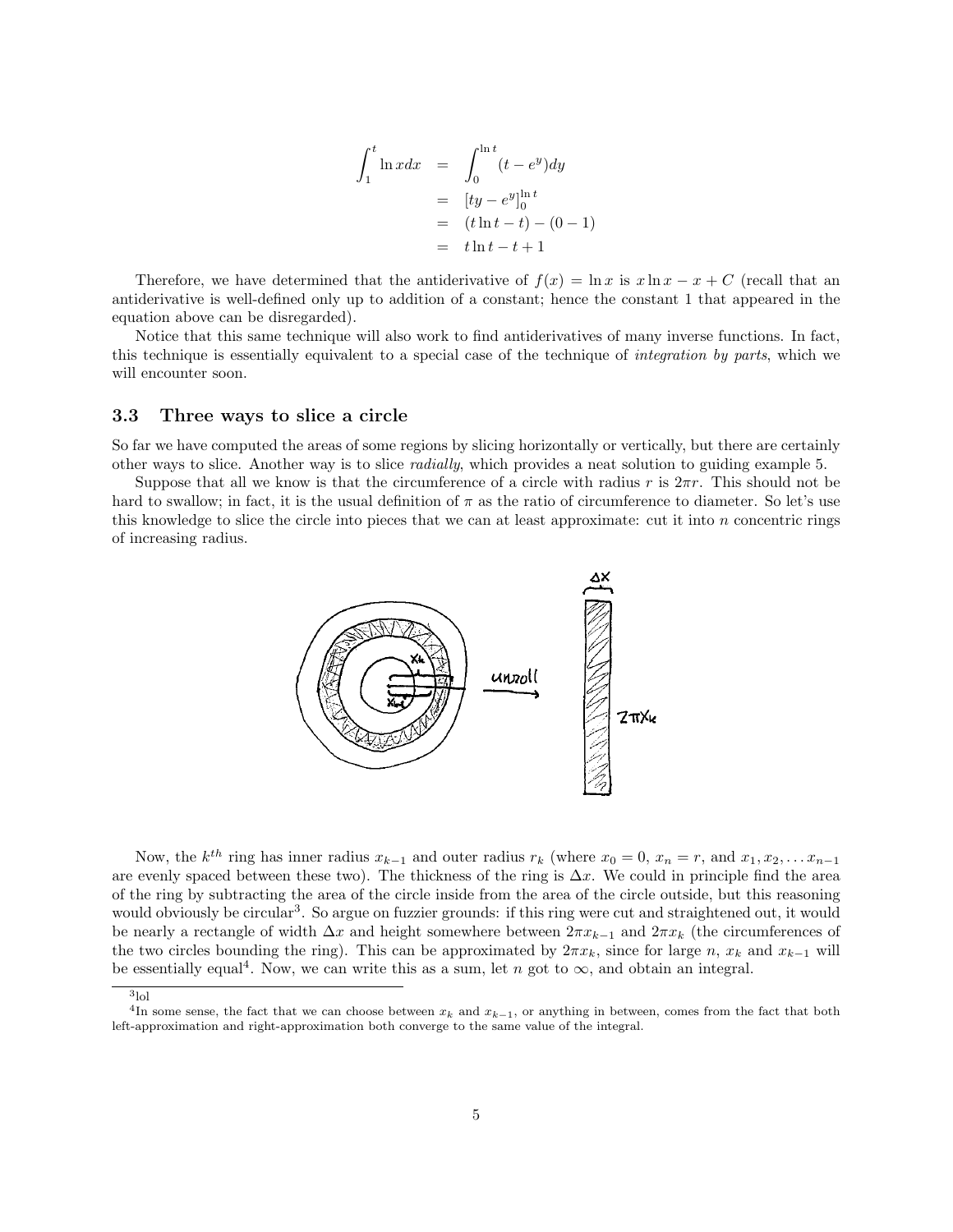$$
\begin{aligned}
\int_1^t \ln x dx &= \int_0^{\ln t} (t - e^y) dy \\
&= [ty - e^y]_0^{\ln t} \\
&= (t \ln t - t) - (0 - 1) \\
&= t \ln t - t + 1
\end{aligned}
$$

Therefore, we have determined that the antiderivative of $f(x) = \ln x$ is $x \ln x - x + C$ (recall that an antiderivative is well-defined only up to addition of a constant; hence the constant 1 that appeared in the equation above can be disregarded).

Notice that this same technique will also work to find antiderivatives of many inverse functions. In fact, this technique is essentially equivalent to a special case of the technique of *integration by parts*, which we will encounter soon.

### 3.3 Three ways to slice a circle

So far we have computed the areas of some regions by slicing horizontally or vertically, but there are certainly other ways to slice. Another way is to slice *radially*, which provides a neat solution to guiding example 5.

Suppose that all we know is that the circumference of a circle with radius $r$ is $2\pi r$. This should not be hard to swallow; in fact, it is the usual definition of $\pi$ as the ratio of circumference to diameter. So let's use this knowledge to slice the circle into pieces that we can at least approximate: cut it into $n$ concentric rings of increasing radius.

Now, the $k^{th}$ ring has inner radius $x_{k-1}$ and outer radius $r_k$ (where $x_0 = 0$, $x_n = r$, and $x_1, x_2, \ldots x_{n-1}$ are evenly spaced between these two). The thickness of the ring is $\Delta x$. We could in principle find the area of the ring by subtracting the area of the circle inside from the area of the circle outside, but this reasoning would obviously be circular[3]. So argue on fuzzier grounds: if this ring were cut and straightened out, it would be nearly a rectangle of width $\Delta x$ and height somewhere between $2\pi x_{k-1}$ and $2\pi x_k$ (the circumferences of the two circles bounding the ring). This can be approximated by $2\pi x_k$, since for large $n$, $x_k$ and $x_{k-1}$ will be essentially equal[4]. Now, we can write this as a sum, let $n$ got to $\infty$, and obtain an integral.

---

[3] lol

[4] In some sense, the fact that we can choose between $x_k$ and $x_{k-1}$, or anything in between, comes from the fact that both left-approximation and right-approximation both converge to the same value of the integral.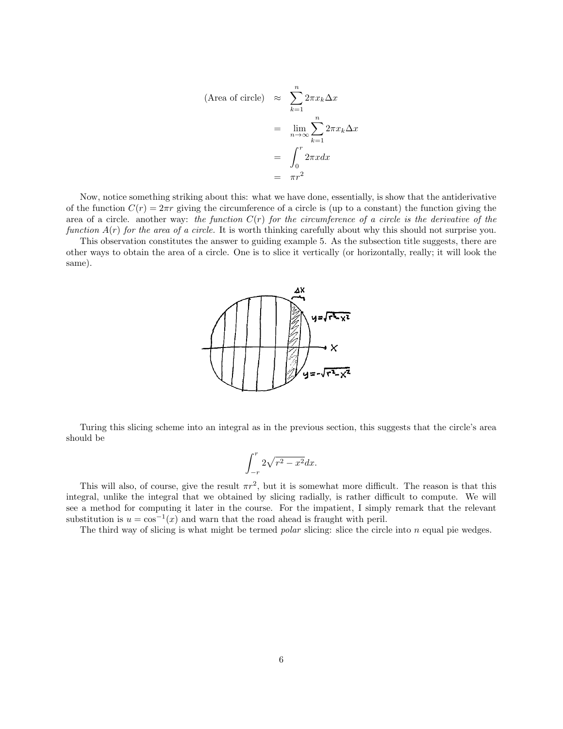$$
\begin{aligned}
\text{(Area of circle)} &\approx \sum_{k=1}^{n} 2\pi x_k \Delta x \\
&= \lim_{n\to\infty} \sum_{k=1}^{n} 2\pi x_k \Delta x \\
&= \int_0^r 2\pi x dx \\
&= \pi r^2
\end{aligned}
$$

Now, notice something striking about this: what we have done, essentially, is show that the antiderivative of the function $C(r) = 2\pi r$ giving the circumference of a circle is (up to a constant) the function giving the area of a circle. another way: *the function $C(r)$ for the circumference of a circle is the derivative of the function $A(r)$ for the area of a circle.* It is worth thinking carefully about why this should not surprise you.

This observation constitutes the answer to guiding example 5. As the subsection title suggests, there are other ways to obtain the area of a circle. One is to slice it vertically (or horizontally, really; it will look the same).

Turing this slicing scheme into an integral as in the previous section, this suggests that the circle's area should be

$$\int_{-r}^{r} 2\sqrt{r^2 - x^2}dx.$$

This will also, of course, give the result $\pi r^2$, but it is somewhat more difficult. The reason is that this integral, unlike the integral that we obtained by slicing radially, is rather difficult to compute. We will see a method for computing it later in the course. For the impatient, I simply remark that the relevant substitution is $u = \cos^{-1}(x)$ and warn that the road ahead is fraught with peril.

The third way of slicing is what might be termed *polar* slicing: slice the circle into $n$ equal pie wedges.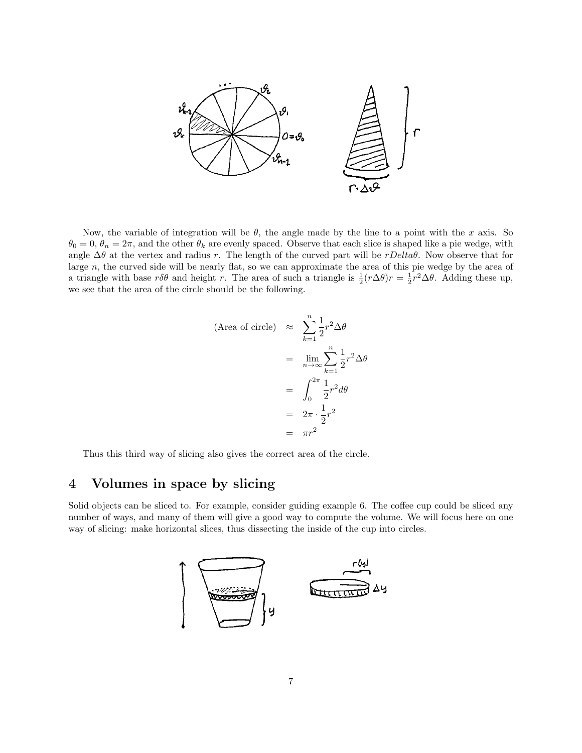Now, the variable of integration will be $\theta$, the angle made by the line to a point with the $x$ axis. So $\theta_0 = 0$, $\theta_n = 2\pi$, and the other $\theta_k$ are evenly spaced. Observe that each slice is shaped like a pie wedge, with angle $\Delta\theta$ at the vertex and radius $r$. The length of the curved part will be $rDelta\theta$. Now observe that for large $n$, the curved side will be nearly flat, so we can approximate the area of this pie wedge by the area of a triangle with base $r\delta\theta$ and height $r$. The area of such a triangle is $\frac{1}{2}(r\Delta\theta)r = \frac{1}{2}r^2\Delta\theta$. Adding these up, we see that the area of the circle should be the following.

$$
\begin{aligned}
\text{(Area of circle)} &\approx \sum_{k=1}^{n} \frac{1}{2}r^2\Delta\theta \\
&= \lim_{n\to\infty} \sum_{k=1}^{n} \frac{1}{2}r^2\Delta\theta \\
&= \int_0^{2\pi} \frac{1}{2}r^2 d\theta \\
&= 2\pi \cdot \frac{1}{2}r^2 \\
&= \pi r^2
\end{aligned}
$$

Thus this third way of slicing also gives the correct area of the circle.

## 4 Volumes in space by slicing

Solid objects can be sliced to. For example, consider guiding example 6. The coffee cup could be sliced any number of ways, and many of them will give a good way to compute the volume. We will focus here on one way of slicing: make horizontal slices, thus dissecting the inside of the cup into circles.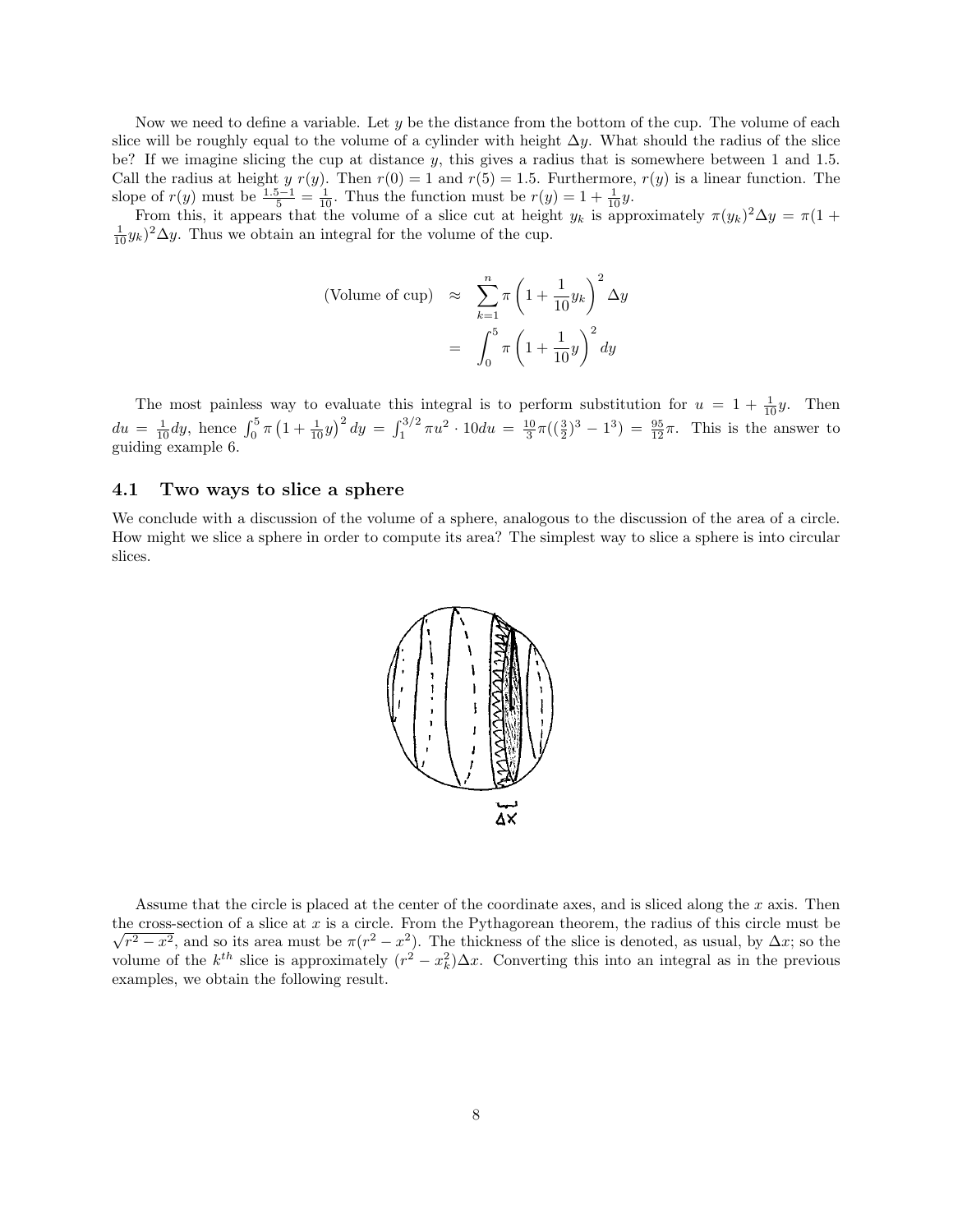Now we need to define a variable. Let $y$ be the distance from the bottom of the cup. The volume of each slice will be roughly equal to the volume of a cylinder with height $\Delta y$. What should the radius of the slice be? If we imagine slicing the cup at distance $y$, this gives a radius that is somewhere between 1 and 1.5. Call the radius at height $y$ $r(y)$. Then $r(0) = 1$ and $r(5) = 1.5$. Furthermore, $r(y)$ is a linear function. The slope of $r(y)$ must be $\frac{1.5-1}{5} = \frac{1}{10}$. Thus the function must be $r(y) = 1 + \frac{1}{10}y$.

From this, it appears that the volume of a slice cut at height $y_k$ is approximately $\pi(y_k)^2\Delta y = \pi(1 + \frac{1}{10}y_k)^2\Delta y$. Thus we obtain an integral for the volume of the cup.

$$
\begin{aligned}
\text{(Volume of cup)} &\approx \sum_{k=1}^{n} \pi \left(1 + \frac{1}{10}y_k\right)^2 \Delta y \\
&= \int_0^5 \pi \left(1 + \frac{1}{10}y\right)^2 dy
\end{aligned}
$$

The most painless way to evaluate this integral is to perform substitution for $u = 1 + \frac{1}{10}y$. Then $du = \frac{1}{10}dy$, hence $\int_0^5 \pi \left(1 + \frac{1}{10}y\right)^2 dy = \int_1^{3/2} \pi u^2 \cdot 10 du = \frac{10}{3}\pi((\frac{3}{2})^3 - 1^3) = \frac{95}{12}\pi$. This is the answer to guiding example 6.

## 4.1 Two ways to slice a sphere

We conclude with a discussion of the volume of a sphere, analogous to the discussion of the area of a circle. How might we slice a sphere in order to compute its area? The simplest way to slice a sphere is into circular slices.

Assume that the circle is placed at the center of the coordinate axes, and is sliced along the $x$ axis. Then the cross-section of a slice at $x$ is a circle. From the Pythagorean theorem, the radius of this circle must be $\sqrt{r^2 - x^2}$, and so its area must be $\pi(r^2 - x^2)$. The thickness of the slice is denoted, as usual, by $\Delta x$; so the volume of the $k^{th}$ slice is approximately $(r^2 - x_k^2)\Delta x$. Converting this into an integral as in the previous examples, we obtain the following result.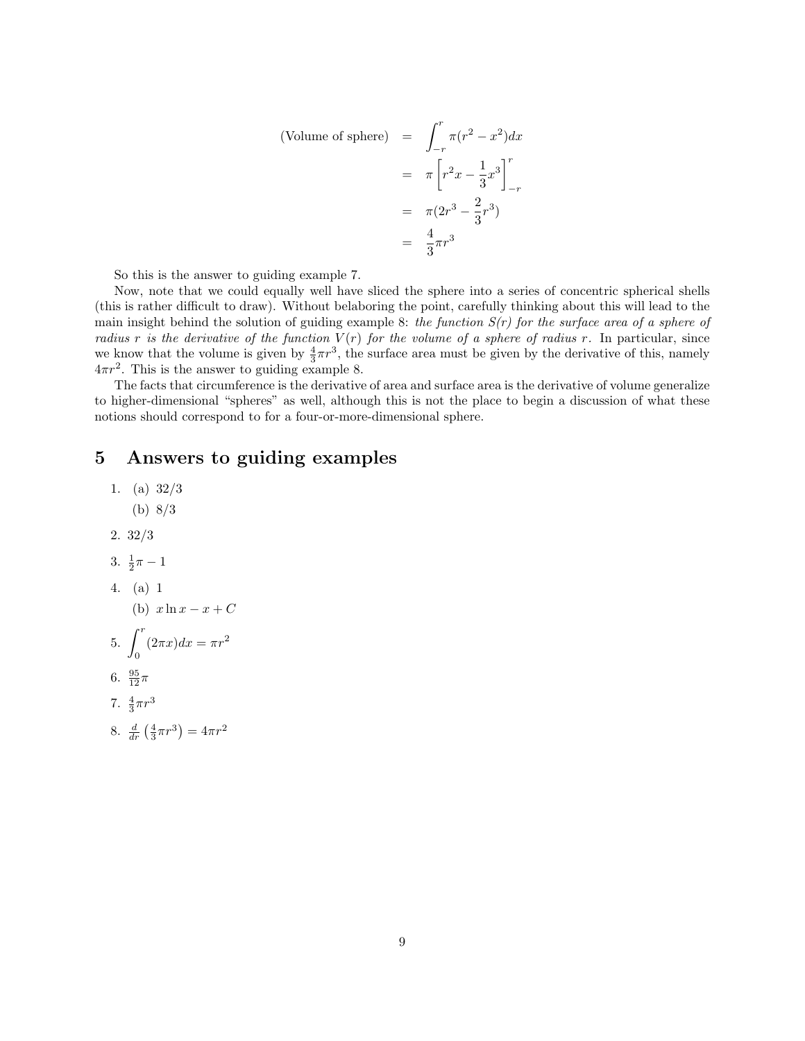$$
\begin{aligned}
\text{(Volume of sphere)} &= \int_{-r}^{r} \pi(r^2 - x^2)dx \\
&= \pi\left[r^2x - \frac{1}{3}x^3\right]_{-r}^{r} \\
&= \pi(2r^3 - \frac{2}{3}r^3) \\
&= \frac{4}{3}\pi r^3
\end{aligned}
$$

So this is the answer to guiding example 7.

Now, note that we could equally well have sliced the sphere into a series of concentric spherical shells (this is rather difficult to draw). Without belaboring the point, carefully thinking about this will lead to the main insight behind the solution of guiding example 8: *the function $S(r)$ for the surface area of a sphere of radius $r$ is the derivative of the function $V(r)$ for the volume of a sphere of radius $r$.* In particular, since we know that the volume is given by $\frac{4}{3}\pi r^3$, the surface area must be given by the derivative of this, namely $4\pi r^2$. This is the answer to guiding example 8.

The facts that circumference is the derivative of area and surface area is the derivative of volume generalize to higher-dimensional "spheres" as well, although this is not the place to begin a discussion of what these notions should correspond to for a four-or-more-dimensional sphere.

## 5 Answers to guiding examples

1. (a) 32/3

   (b) 8/3

2. 32/3

3. $\frac{1}{2}\pi - 1$

4. (a) 1

   (b) $x \ln x - x + C$

5. $\displaystyle\int_0^r (2\pi x)dx = \pi r^2$

6. $\frac{95}{12}\pi$

7. $\frac{4}{3}\pi r^3$

8. $\frac{d}{dr}\left(\frac{4}{3}\pi r^3\right) = 4\pi r^2$